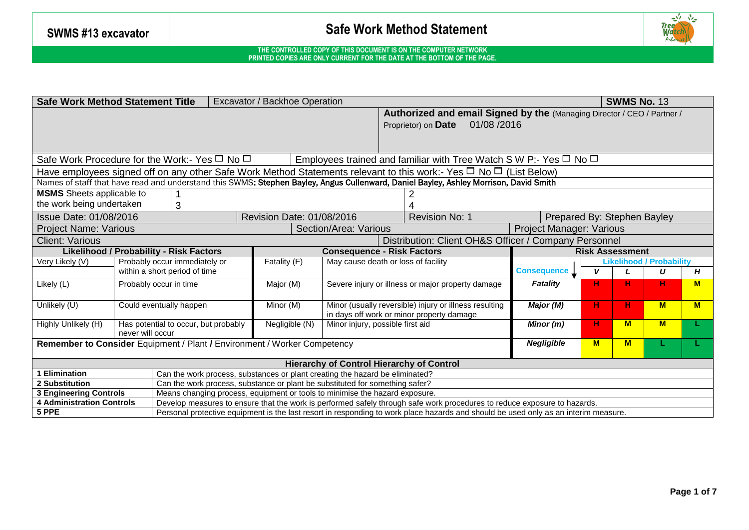# SWMS #13 excavator

## Safe Work Method Statement

**THE CONTROLLED COPY OF THIS DOCUMENT IS ON THE COMPUTER NETWORK**
**PRINTED COPIES ARE ONLY CURRENT FOR THE DATE AT THE BOTTOM OF THE PAGE.**

| | |
|---|---|
| **Safe Work Method Statement Title** | Excavator / Backhoe Operation |
| **SWMS No.** | 13 |
| **Authorized and email Signed by the** (Managing Director / CEO / Partner / Proprietor) on **Date** | 01/08 /2016 |

Safe Work Procedure for the Work:- Yes ☐ No ☐

Employees trained and familiar with Tree Watch S W P:- Yes ☐ No ☐

Have employees signed off on any other Safe Work Method Statements relevant to this work:- Yes ☐ No ☐ (List Below)

Names of staff that have read and understand this SWMS: **Stephen Bayley, Angus Cullenward, Daniel Bayley, Ashley Morrison, David Smith**

| **MSMS** Sheets applicable to the work being undertaken | | |
|---|---|---|
| | 1 | 2 |
| | 3 | 4 |

| | | | |
|---|---|---|---|
| Issue Date: 01/08/2016 | Revision Date: 01/08/2016 | Revision No: 1 | Prepared By: Stephen Bayley |
| Project Name: Various | Section/Area: Various | Project Manager: Various | |
| Client: Various | Distribution: Client OH&S Officer / Company Personnel | | |

| Likelihood / Probability - Risk Factors | | Consequence - Risk Factors | |
|---|---|---|---|
| Very Likely (V) | Probably occur immediately or within a short period of time | Fatality (F) | May cause death or loss of facility |
| Likely (L) | Probably occur in time | Major (M) | Severe injury or illness or major property damage |
| Unlikely (U) | Could eventually happen | Minor (M) | Minor (usually reversible) injury or illness resulting in days off work or minor property damage |
| Highly Unlikely (H) | Has potential to occur, but probably never will occur | Negligible (N) | Minor injury, possible first aid |

**Risk Assessment**

| Consequence ↓ | Likelihood / Probability | | | |
|---|---|---|---|---|
| | ***V*** | ***L*** | ***U*** | ***H*** |
| ***Fatality*** | H | H | H | M |
| ***Major (M)*** | H | H | M | M |
| ***Minor (m)*** | H | M | M | L |
| ***Negligible*** | M | M | L | L |

**Remember to Consider** Equipment / Plant **/** Environment / Worker Competency

**Hierarchy of Control Hierarchy of Control**

| | |
|---|---|
| **1 Elimination** | Can the work process, substances or plant creating the hazard be eliminated? |
| **2 Substitution** | Can the work process, substance or plant be substituted for something safer? |
| **3 Engineering Controls** | Means changing process, equipment or tools to minimise the hazard exposure. |
| **4 Administration Controls** | Develop measures to ensure that the work is performed safely through safe work procedures to reduce exposure to hazards. |
| **5 PPE** | Personal protective equipment is the last resort in responding to work place hazards and should be used only as an interim measure. |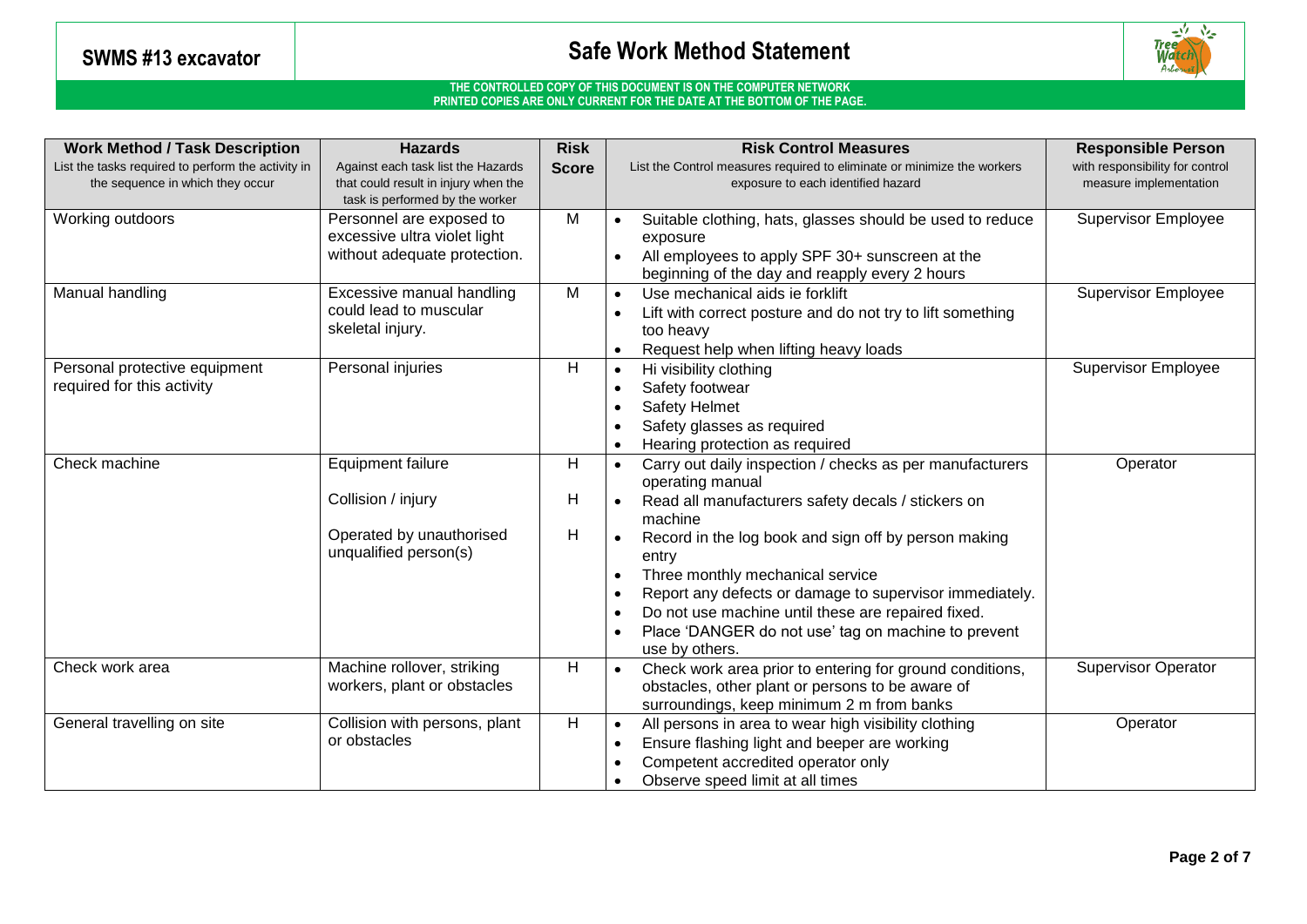**SWMS #13 excavator**

# Safe Work Method Statement

**THE CONTROLLED COPY OF THIS DOCUMENT IS ON THE COMPUTER NETWORK**
**PRINTED COPIES ARE ONLY CURRENT FOR THE DATE AT THE BOTTOM OF THE PAGE.**

| **Work Method / Task Description** List the tasks required to perform the activity in the sequence in which they occur | **Hazards** Against each task list the Hazards that could result in injury when the task is performed by the worker | **Risk Score** | **Risk Control Measures** List the Control measures required to eliminate or minimize the workers exposure to each identified hazard | **Responsible Person** with responsibility for control measure implementation |
|---|---|---|---|---|
| Working outdoors | Personnel are exposed to excessive ultra violet light without adequate protection. | M | • Suitable clothing, hats, glasses should be used to reduce exposure<br>• All employees to apply SPF 30+ sunscreen at the beginning of the day and reapply every 2 hours | Supervisor Employee |
| Manual handling | Excessive manual handling could lead to muscular skeletal injury. | M | • Use mechanical aids ie forklift<br>• Lift with correct posture and do not try to lift something too heavy<br>• Request help when lifting heavy loads | Supervisor Employee |
| Personal protective equipment required for this activity | Personal injuries | H | • Hi visibility clothing<br>• Safety footwear<br>• Safety Helmet<br>• Safety glasses as required<br>• Hearing protection as required | Supervisor Employee |
| Check machine | Equipment failure<br><br>Collision / injury<br><br>Operated by unauthorised unqualified person(s) | H<br><br>H<br><br>H | • Carry out daily inspection / checks as per manufacturers operating manual<br>• Read all manufacturers safety decals / stickers on machine<br>• Record in the log book and sign off by person making entry<br>• Three monthly mechanical service<br>• Report any defects or damage to supervisor immediately.<br>• Do not use machine until these are repaired fixed.<br>• Place 'DANGER do not use' tag on machine to prevent use by others. | Operator |
| Check work area | Machine rollover, striking workers, plant or obstacles | H | • Check work area prior to entering for ground conditions, obstacles, other plant or persons to be aware of surroundings, keep minimum 2 m from banks | Supervisor Operator |
| General travelling on site | Collision with persons, plant or obstacles | H | • All persons in area to wear high visibility clothing<br>• Ensure flashing light and beeper are working<br>• Competent accredited operator only<br>• Observe speed limit at all times | Operator |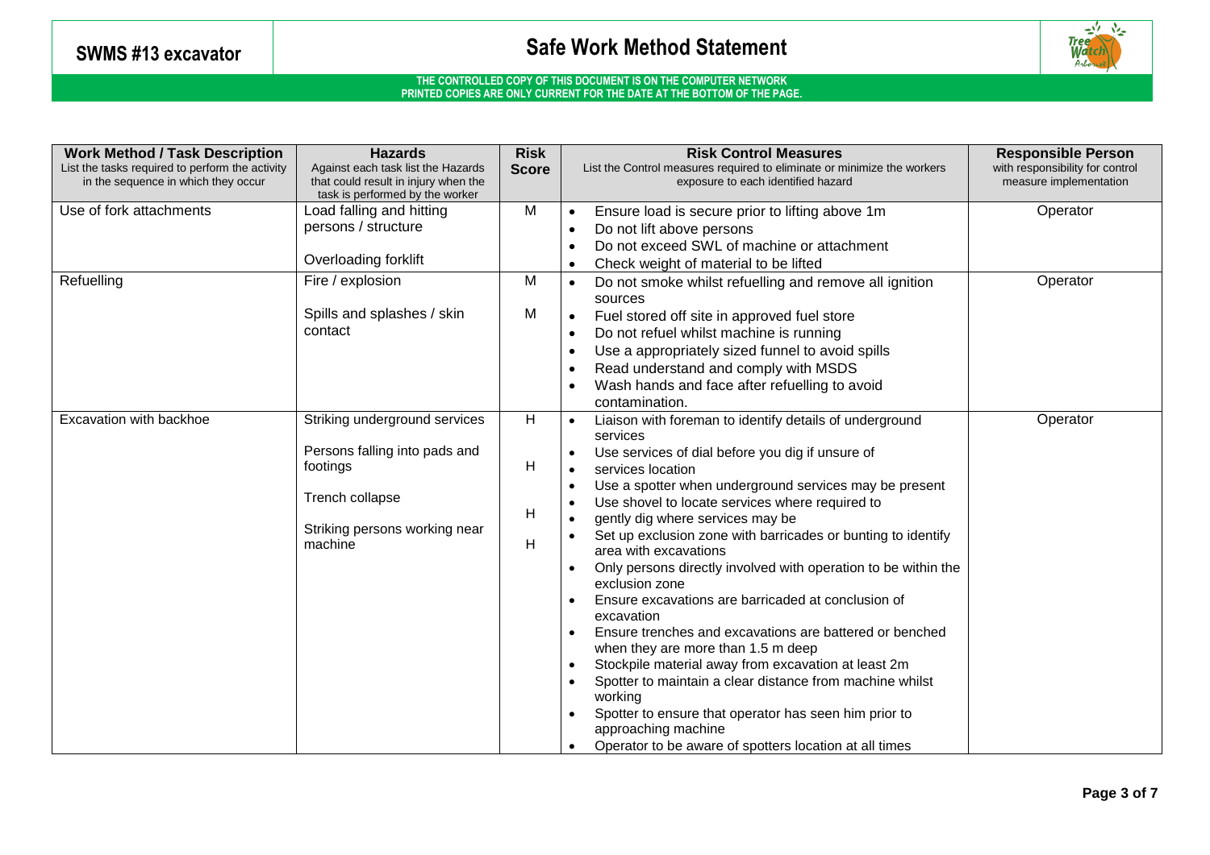# SWMS #13 excavator

# Safe Work Method Statement

**THE CONTROLLED COPY OF THIS DOCUMENT IS ON THE COMPUTER NETWORK**
**PRINTED COPIES ARE ONLY CURRENT FOR THE DATE AT THE BOTTOM OF THE PAGE.**

| **Work Method / Task Description** List the tasks required to perform the activity in the sequence in which they occur | **Hazards** Against each task list the Hazards that could result in injury when the task is performed by the worker | **Risk Score** | **Risk Control Measures** List the Control measures required to eliminate or minimize the workers exposure to each identified hazard | **Responsible Person** with responsibility for control measure implementation |
|---|---|---|---|---|
| Use of fork attachments | Load falling and hitting persons / structure<br><br>Overloading forklift | M | • Ensure load is secure prior to lifting above 1m<br>• Do not lift above persons<br>• Do not exceed SWL of machine or attachment<br>• Check weight of material to be lifted | Operator |
| Refuelling | Fire / explosion<br><br>Spills and splashes / skin contact | M<br><br>M | • Do not smoke whilst refuelling and remove all ignition sources<br>• Fuel stored off site in approved fuel store<br>• Do not refuel whilst machine is running<br>• Use a appropriately sized funnel to avoid spills<br>• Read understand and comply with MSDS<br>• Wash hands and face after refuelling to avoid contamination. | Operator |
| Excavation with backhoe | Striking underground services<br><br>Persons falling into pads and footings<br><br>Trench collapse<br><br>Striking persons working near machine | H<br><br>H<br><br>H<br><br>H | • Liaison with foreman to identify details of underground services<br>• Use services of dial before you dig if unsure of<br>• services location<br>• Use a spotter when underground services may be present<br>• Use shovel to locate services where required to<br>• gently dig where services may be<br>• Set up exclusion zone with barricades or bunting to identify area with excavations<br>• Only persons directly involved with operation to be within the exclusion zone<br>• Ensure excavations are barricaded at conclusion of excavation<br>• Ensure trenches and excavations are battered or benched when they are more than 1.5 m deep<br>• Stockpile material away from excavation at least 2m<br>• Spotter to maintain a clear distance from machine whilst working<br>• Spotter to ensure that operator has seen him prior to approaching machine<br>• Operator to be aware of spotters location at all times | Operator |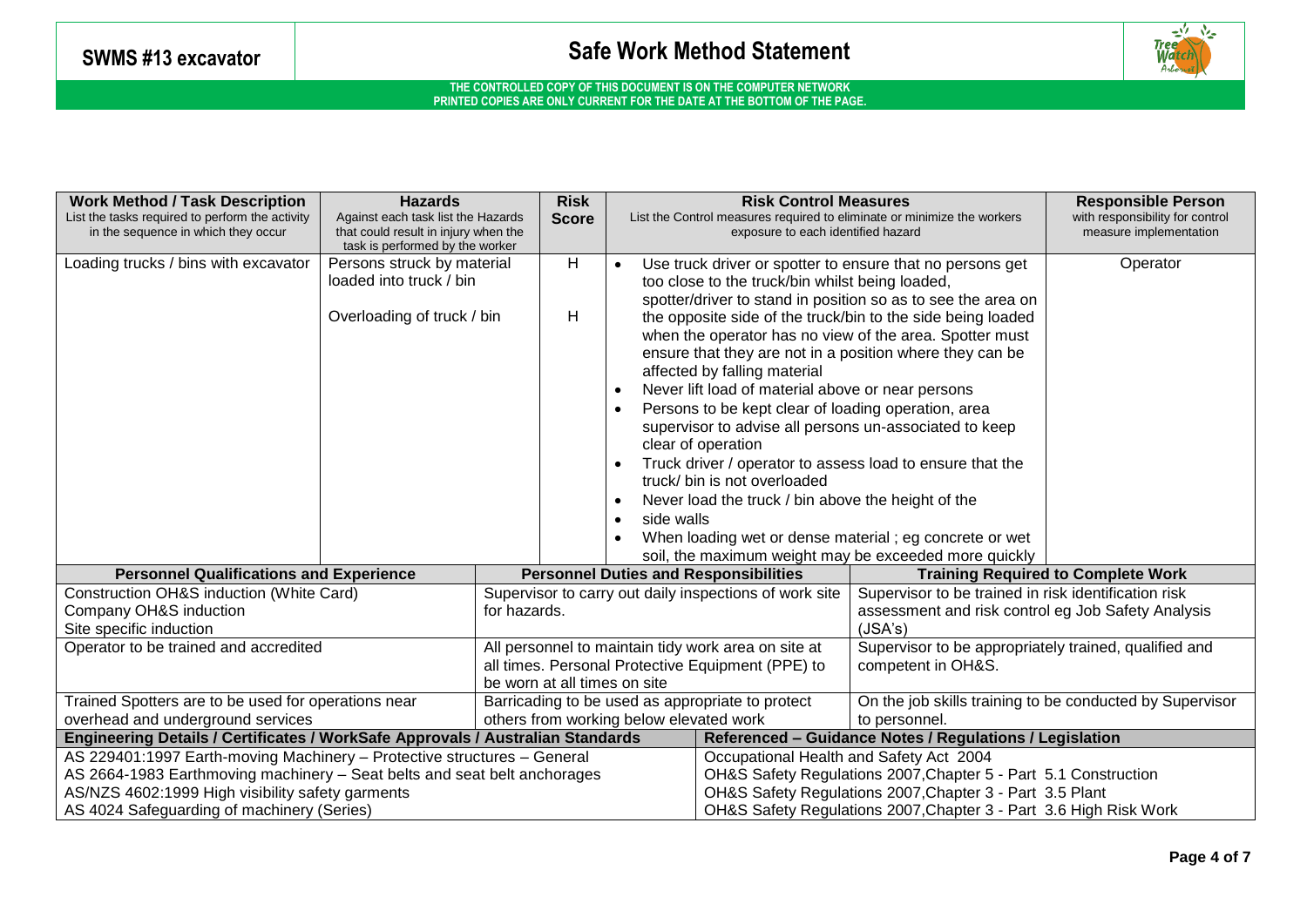# SWMS #13 excavator

## Safe Work Method Statement

**THE CONTROLLED COPY OF THIS DOCUMENT IS ON THE COMPUTER NETWORK**
**PRINTED COPIES ARE ONLY CURRENT FOR THE DATE AT THE BOTTOM OF THE PAGE.**

| **Work Method / Task Description**<br>List the tasks required to perform the activity in the sequence in which they occur | **Hazards**<br>Against each task list the Hazards that could result in injury when the task is performed by the worker | **Risk Score** | **Risk Control Measures**<br>List the Control measures required to eliminate or minimize the workers exposure to each identified hazard | **Responsible Person**<br>with responsibility for control measure implementation |
|---|---|---|---|---|
| Loading trucks / bins with excavator | Persons struck by material loaded into truck / bin<br><br>Overloading of truck / bin | H<br><br>H | • Use truck driver or spotter to ensure that no persons get too close to the truck/bin whilst being loaded, spotter/driver to stand in position so as to see the area on the opposite side of the truck/bin to the side being loaded when the operator has no view of the area. Spotter must ensure that they are not in a position where they can be affected by falling material<br>• Never lift load of material above or near persons<br>• Persons to be kept clear of loading operation, area supervisor to advise all persons un-associated to keep clear of operation<br>• Truck driver / operator to assess load to ensure that the truck/ bin is not overloaded<br>• Never load the truck / bin above the height of the<br>• side walls<br>• When loading wet or dense material ; eg concrete or wet soil, the maximum weight may be exceeded more quickly | Operator |

| **Personnel Qualifications and Experience** | **Personnel Duties and Responsibilities** | **Training Required to Complete Work** |
|---|---|---|
| Construction OH&S induction (White Card)<br>Company OH&S induction<br>Site specific induction | Supervisor to carry out daily inspections of work site for hazards. | Supervisor to be trained in risk identification risk assessment and risk control eg Job Safety Analysis (JSA's) |
| Operator to be trained and accredited | All personnel to maintain tidy work area on site at all times. Personal Protective Equipment (PPE) to be worn at all times on site | Supervisor to be appropriately trained, qualified and competent in OH&S. |
| Trained Spotters are to be used for operations near overhead and underground services | Barricading to be used as appropriate to protect others from working below elevated work | On the job skills training to be conducted by Supervisor to personnel. |

| **Engineering Details / Certificates / WorkSafe Approvals / Australian Standards** | **Referenced – Guidance Notes / Regulations / Legislation** |
|---|---|
| AS 229401:1997 Earth-moving Machinery – Protective structures – General | Occupational Health and Safety Act 2004 |
| AS 2664-1983 Earthmoving machinery – Seat belts and seat belt anchorages | OH&S Safety Regulations 2007,Chapter 5 - Part 5.1 Construction |
| AS/NZS 4602:1999 High visibility safety garments | OH&S Safety Regulations 2007,Chapter 3 - Part 3.5 Plant |
| AS 4024 Safeguarding of machinery (Series) | OH&S Safety Regulations 2007,Chapter 3 - Part 3.6 High Risk Work |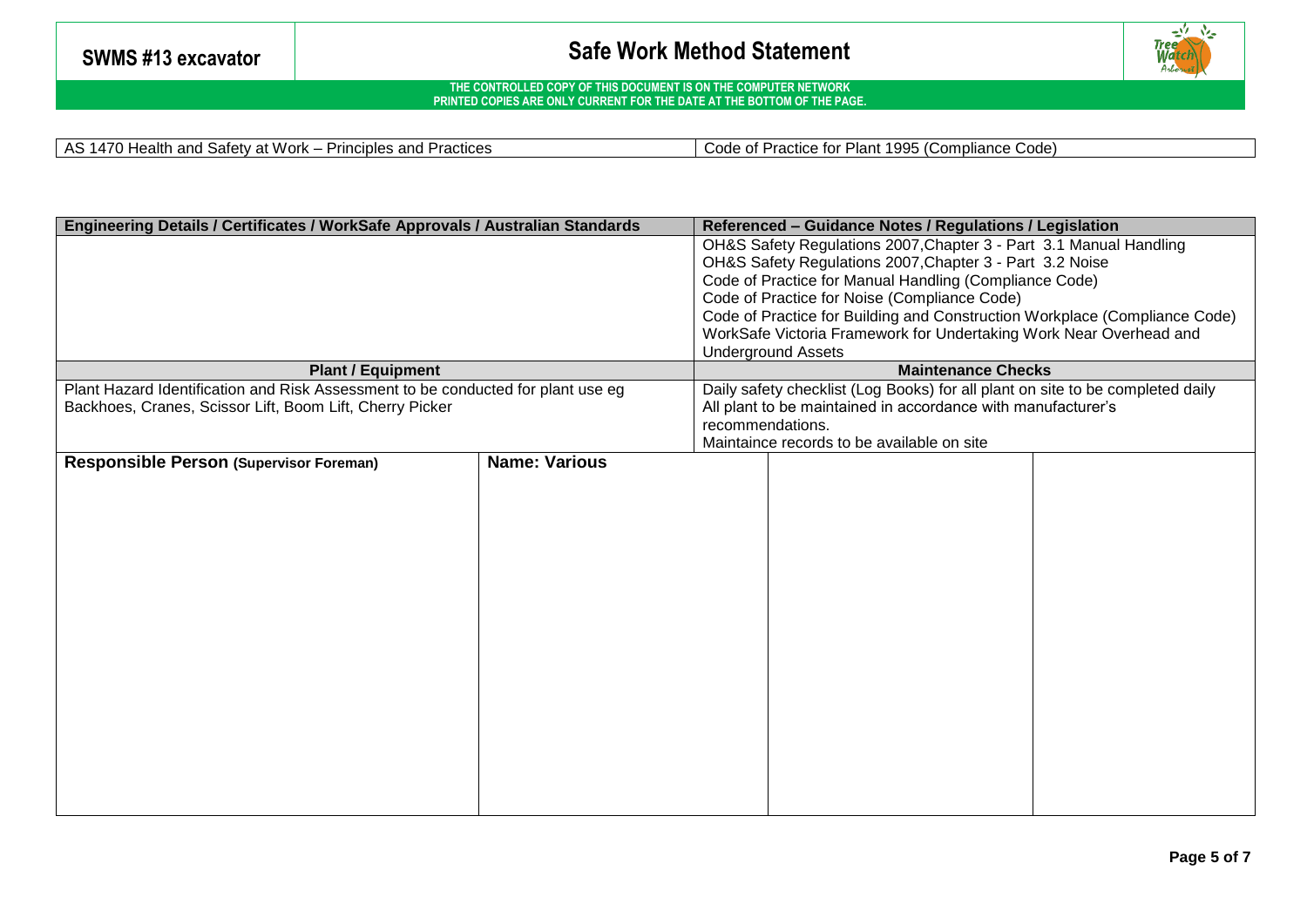**SWMS #13 excavator**

# Safe Work Method Statement

**THE CONTROLLED COPY OF THIS DOCUMENT IS ON THE COMPUTER NETWORK**
**PRINTED COPIES ARE ONLY CURRENT FOR THE DATE AT THE BOTTOM OF THE PAGE.**

| AS 1470 Health and Safety at Work – Principles and Practices | Code of Practice for Plant 1995 (Compliance Code) |
|---|---|

| **Engineering Details / Certificates / WorkSafe Approvals / Australian Standards** | **Referenced – Guidance Notes / Regulations / Legislation** |
|---|---|
| | OH&S Safety Regulations 2007,Chapter 3 - Part 3.1 Manual Handling<br>OH&S Safety Regulations 2007,Chapter 3 - Part 3.2 Noise<br>Code of Practice for Manual Handling (Compliance Code)<br>Code of Practice for Noise (Compliance Code)<br>Code of Practice for Building and Construction Workplace (Compliance Code)<br>WorkSafe Victoria Framework for Undertaking Work Near Overhead and Underground Assets |
| **Plant / Equipment** | **Maintenance Checks** |
| Plant Hazard Identification and Risk Assessment to be conducted for plant use eg Backhoes, Cranes, Scissor Lift, Boom Lift, Cherry Picker | Daily safety checklist (Log Books) for all plant on site to be completed daily<br>All plant to be maintained in accordance with manufacturer's recommendations.<br>Maintaince records to be available on site |

| **Responsible Person (Supervisor Foreman)** | **Name: Various** | | |
|---|---|---|---|
| | | | |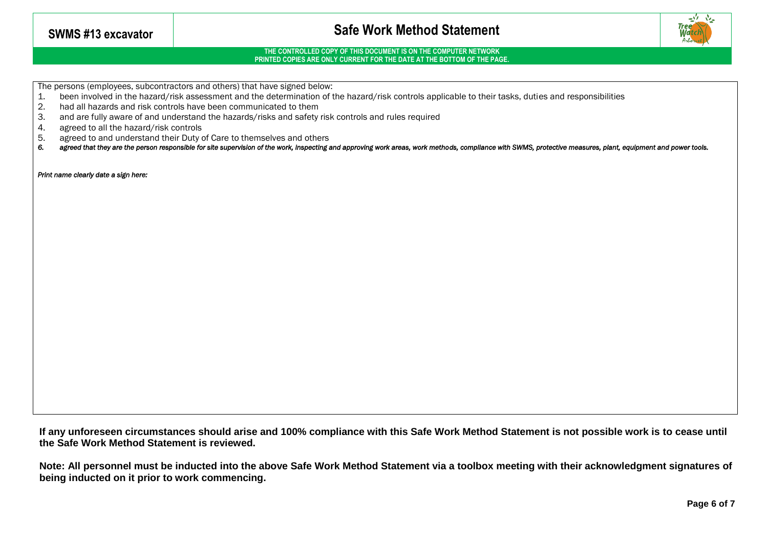The persons (employees, subcontractors and others) that have signed below:

1. been involved in the hazard/risk assessment and the determination of the hazard/risk controls applicable to their tasks, duties and responsibilities
2. had all hazards and risk controls have been communicated to them
3. and are fully aware of and understand the hazards/risks and safety risk controls and rules required
4. agreed to all the hazard/risk controls
5. agreed to and understand their Duty of Care to themselves and others
6. *agreed that they are the person responsible for site supervision of the work, inspecting and approving work areas, work methods, compliance with SWMS, protective measures, plant, equipment and power tools.*

*Print name clearly date a sign here:*

**If any unforeseen circumstances should arise and 100% compliance with this Safe Work Method Statement is not possible work is to cease until the Safe Work Method Statement is reviewed.**

**Note: All personnel must be inducted into the above Safe Work Method Statement via a toolbox meeting with their acknowledgment signatures of being inducted on it prior to work commencing.**